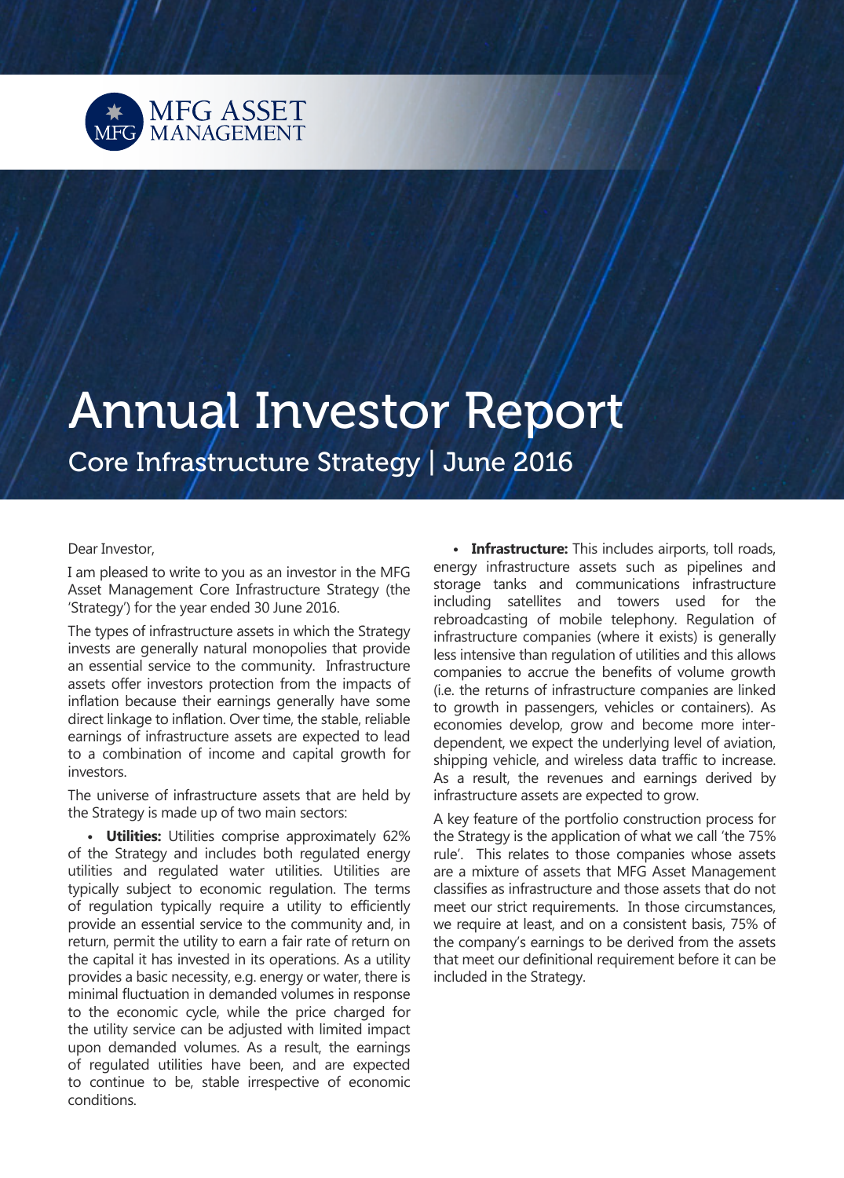MFG ASSET MANAGEMENT

# Annual Investor Report

## Core Infrastructure Strategy | June 2016

Dear Investor,

I am pleased to write to you as an investor in the MFG Asset Management Core Infrastructure Strategy (the 'Strategy') for the year ended 30 June 2016.

The types of infrastructure assets in which the Strategy invests are generally natural monopolies that provide an essential service to the community. Infrastructure assets offer investors protection from the impacts of inflation because their earnings generally have some direct linkage to inflation. Over time, the stable, reliable earnings of infrastructure assets are expected to lead to a combination of income and capital growth for investors.

The universe of infrastructure assets that are held by the Strategy is made up of two main sectors:

- **Utilities:** Utilities comprise approximately 62% of the Strategy and includes both regulated energy utilities and regulated water utilities. Utilities are typically subject to economic regulation. The terms of regulation typically require a utility to efficiently provide an essential service to the community and, in return, permit the utility to earn a fair rate of return on the capital it has invested in its operations. As a utility provides a basic necessity, e.g. energy or water, there is minimal fluctuation in demanded volumes in response to the economic cycle, while the price charged for the utility service can be adjusted with limited impact upon demanded volumes. As a result, the earnings of regulated utilities have been, and are expected to continue to be, stable irrespective of economic conditions.

- **Infrastructure:** This includes airports, toll roads, energy infrastructure assets such as pipelines and storage tanks and communications infrastructure including satellites and towers used for the rebroadcasting of mobile telephony. Regulation of infrastructure companies (where it exists) is generally less intensive than regulation of utilities and this allows companies to accrue the benefits of volume growth (i.e. the returns of infrastructure companies are linked to growth in passengers, vehicles or containers). As economies develop, grow and become more inter-dependent, we expect the underlying level of aviation, shipping vehicle, and wireless data traffic to increase. As a result, the revenues and earnings derived by infrastructure assets are expected to grow.

A key feature of the portfolio construction process for the Strategy is the application of what we call 'the 75% rule'. This relates to those companies whose assets are a mixture of assets that MFG Asset Management classifies as infrastructure and those assets that do not meet our strict requirements. In those circumstances, we require at least, and on a consistent basis, 75% of the company's earnings to be derived from the assets that meet our definitional requirement before it can be included in the Strategy.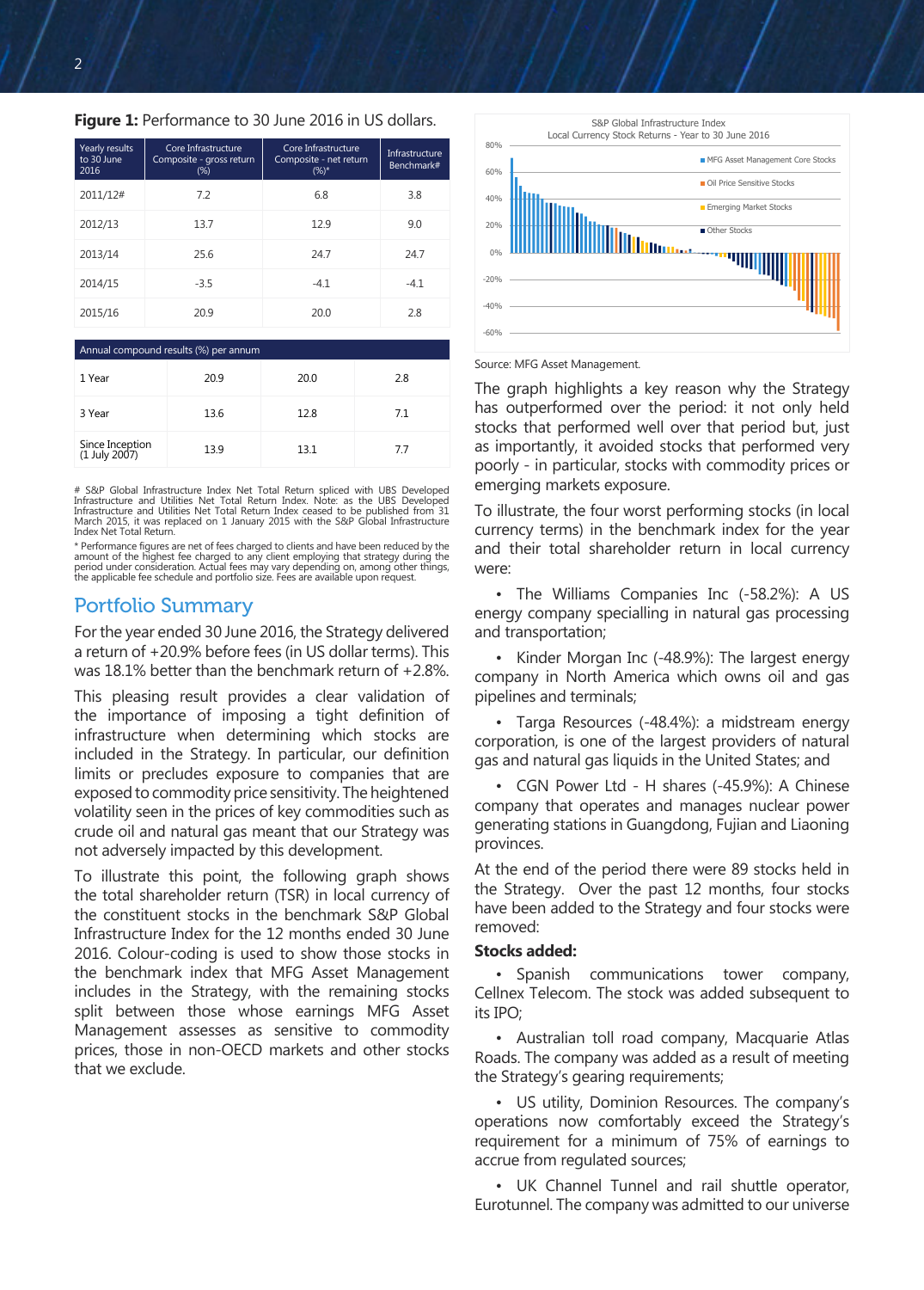**Figure 1:** Performance to 30 June 2016 in US dollars.

| Yearly results to 30 June 2016 | Core Infrastructure Composite - gross return (%) | Core Infrastructure Composite - net return (%)* | Infrastructure Benchmark# |
|---|---|---|---|
| 2011/12# | 7.2 | 6.8 | 3.8 |
| 2012/13 | 13.7 | 12.9 | 9.0 |
| 2013/14 | 25.6 | 24.7 | 24.7 |
| 2014/15 | -3.5 | -4.1 | -4.1 |
| 2015/16 | 20.9 | 20.0 | 2.8 |
| **Annual compound results (%) per annum** | | | |
| 1 Year | 20.9 | 20.0 | 2.8 |
| 3 Year | 13.6 | 12.8 | 7.1 |
| Since Inception (1 July 2007) | 13.9 | 13.1 | 7.7 |

# S&P Global Infrastructure Index Net Total Return spliced with UBS Developed Infrastructure and Utilities Net Total Return Index. Note: as the UBS Developed Infrastructure and Utilities Net Total Return Index ceased to be published from 31 March 2015, it was replaced on 1 January 2015 with the S&P Global Infrastructure Index Net Total Return.

* Performance figures are net of fees charged to clients and have been reduced by the amount of the highest fee charged to any client employing that strategy during the period under consideration. Actual fees may vary depending on, among other things, the applicable fee schedule and portfolio size. Fees are available upon request.

## Portfolio Summary

For the year ended 30 June 2016, the Strategy delivered a return of +20.9% before fees (in US dollar terms). This was 18.1% better than the benchmark return of +2.8%.

This pleasing result provides a clear validation of the importance of imposing a tight definition of infrastructure when determining which stocks are included in the Strategy. In particular, our definition limits or precludes exposure to companies that are exposed to commodity price sensitivity. The heightened volatility seen in the prices of key commodities such as crude oil and natural gas meant that our Strategy was not adversely impacted by this development.

To illustrate this point, the following graph shows the total shareholder return (TSR) in local currency of the constituent stocks in the benchmark S&P Global Infrastructure Index for the 12 months ended 30 June 2016. Colour-coding is used to show those stocks in the benchmark index that MFG Asset Management includes in the Strategy, with the remaining stocks split between those whose earnings MFG Asset Management assesses as sensitive to commodity prices, those in non-OECD markets and other stocks that we exclude.

S&P Global Infrastructure Index
Local Currency Stock Returns - Year to 30 June 2016

Legend: MFG Asset Management Core Stocks; Oil Price Sensitive Stocks; Emerging Market Stocks; Other Stocks

Source: MFG Asset Management.

The graph highlights a key reason why the Strategy has outperformed over the period: it not only held stocks that performed well over that period but, just as importantly, it avoided stocks that performed very poorly - in particular, stocks with commodity prices or emerging markets exposure.

To illustrate, the four worst performing stocks (in local currency terms) in the benchmark index for the year and their total shareholder return in local currency were:

- The Williams Companies Inc (-58.2%): A US energy company specialling in natural gas processing and transportation;
- Kinder Morgan Inc (-48.9%): The largest energy company in North America which owns oil and gas pipelines and terminals;
- Targa Resources (-48.4%): a midstream energy corporation, is one of the largest providers of natural gas and natural gas liquids in the United States; and
- CGN Power Ltd - H shares (-45.9%): A Chinese company that operates and manages nuclear power generating stations in Guangdong, Fujian and Liaoning provinces.

At the end of the period there were 89 stocks held in the Strategy. Over the past 12 months, four stocks have been added to the Strategy and four stocks were removed:

**Stocks added:**

- Spanish communications tower company, Cellnex Telecom. The stock was added subsequent to its IPO;
- Australian toll road company, Macquarie Atlas Roads. The company was added as a result of meeting the Strategy's gearing requirements;
- US utility, Dominion Resources. The company's operations now comfortably exceed the Strategy's requirement for a minimum of 75% of earnings to accrue from regulated sources;
- UK Channel Tunnel and rail shuttle operator, Eurotunnel. The company was admitted to our universe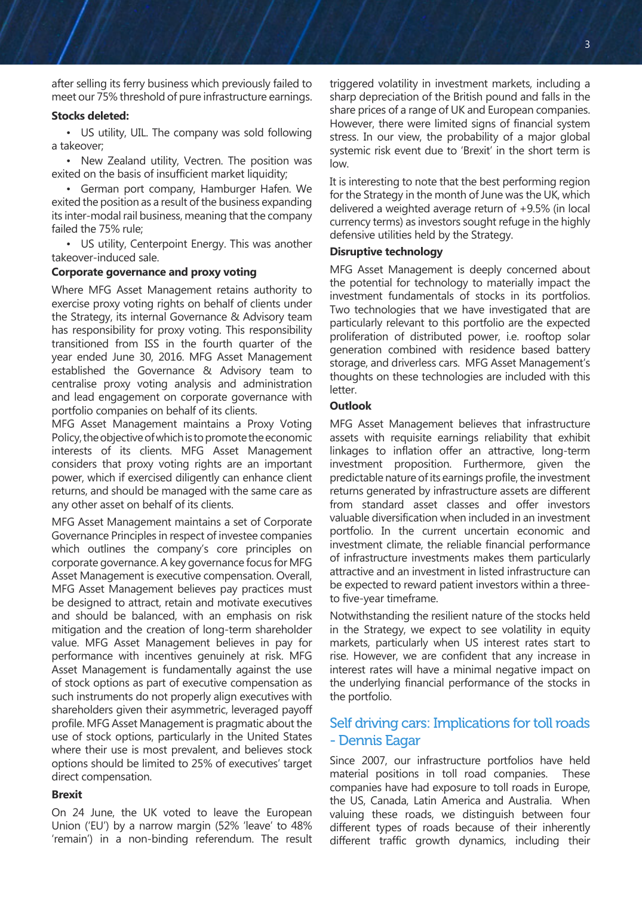after selling its ferry business which previously failed to meet our 75% threshold of pure infrastructure earnings.

**Stocks deleted:**

- US utility, UIL. The company was sold following a takeover;
- New Zealand utility, Vectren. The position was exited on the basis of insufficient market liquidity;
- German port company, Hamburger Hafen. We exited the position as a result of the business expanding its inter-modal rail business, meaning that the company failed the 75% rule;
- US utility, Centerpoint Energy. This was another takeover-induced sale.

**Corporate governance and proxy voting**

Where MFG Asset Management retains authority to exercise proxy voting rights on behalf of clients under the Strategy, its internal Governance & Advisory team has responsibility for proxy voting. This responsibility transitioned from ISS in the fourth quarter of the year ended June 30, 2016. MFG Asset Management established the Governance & Advisory team to centralise proxy voting analysis and administration and lead engagement on corporate governance with portfolio companies on behalf of its clients.

MFG Asset Management maintains a Proxy Voting Policy, the objective of which is to promote the economic interests of its clients. MFG Asset Management considers that proxy voting rights are an important power, which if exercised diligently can enhance client returns, and should be managed with the same care as any other asset on behalf of its clients.

MFG Asset Management maintains a set of Corporate Governance Principles in respect of investee companies which outlines the company's core principles on corporate governance. A key governance focus for MFG Asset Management is executive compensation. Overall, MFG Asset Management believes pay practices must be designed to attract, retain and motivate executives and should be balanced, with an emphasis on risk mitigation and the creation of long-term shareholder value. MFG Asset Management believes in pay for performance with incentives genuinely at risk. MFG Asset Management is fundamentally against the use of stock options as part of executive compensation as such instruments do not properly align executives with shareholders given their asymmetric, leveraged payoff profile. MFG Asset Management is pragmatic about the use of stock options, particularly in the United States where their use is most prevalent, and believes stock options should be limited to 25% of executives' target direct compensation.

**Brexit**

On 24 June, the UK voted to leave the European Union ('EU') by a narrow margin (52% 'leave' to 48% 'remain') in a non-binding referendum. The result triggered volatility in investment markets, including a sharp depreciation of the British pound and falls in the share prices of a range of UK and European companies. However, there were limited signs of financial system stress. In our view, the probability of a major global systemic risk event due to 'Brexit' in the short term is low.

It is interesting to note that the best performing region for the Strategy in the month of June was the UK, which delivered a weighted average return of +9.5% (in local currency terms) as investors sought refuge in the highly defensive utilities held by the Strategy.

**Disruptive technology**

MFG Asset Management is deeply concerned about the potential for technology to materially impact the investment fundamentals of stocks in its portfolios. Two technologies that we have investigated that are particularly relevant to this portfolio are the expected proliferation of distributed power, i.e. rooftop solar generation combined with residence based battery storage, and driverless cars. MFG Asset Management's thoughts on these technologies are included with this letter.

**Outlook**

MFG Asset Management believes that infrastructure assets with requisite earnings reliability that exhibit linkages to inflation offer an attractive, long-term investment proposition. Furthermore, given the predictable nature of its earnings profile, the investment returns generated by infrastructure assets are different from standard asset classes and offer investors valuable diversification when included in an investment portfolio. In the current uncertain economic and investment climate, the reliable financial performance of infrastructure investments makes them particularly attractive and an investment in listed infrastructure can be expected to reward patient investors within a three- to five-year timeframe.

Notwithstanding the resilient nature of the stocks held in the Strategy, we expect to see volatility in equity markets, particularly when US interest rates start to rise. However, we are confident that any increase in interest rates will have a minimal negative impact on the underlying financial performance of the stocks in the portfolio.

## Self driving cars: Implications for toll roads - Dennis Eagar

Since 2007, our infrastructure portfolios have held material positions in toll road companies. These companies have had exposure to toll roads in Europe, the US, Canada, Latin America and Australia. When valuing these roads, we distinguish between four different types of roads because of their inherently different traffic growth dynamics, including their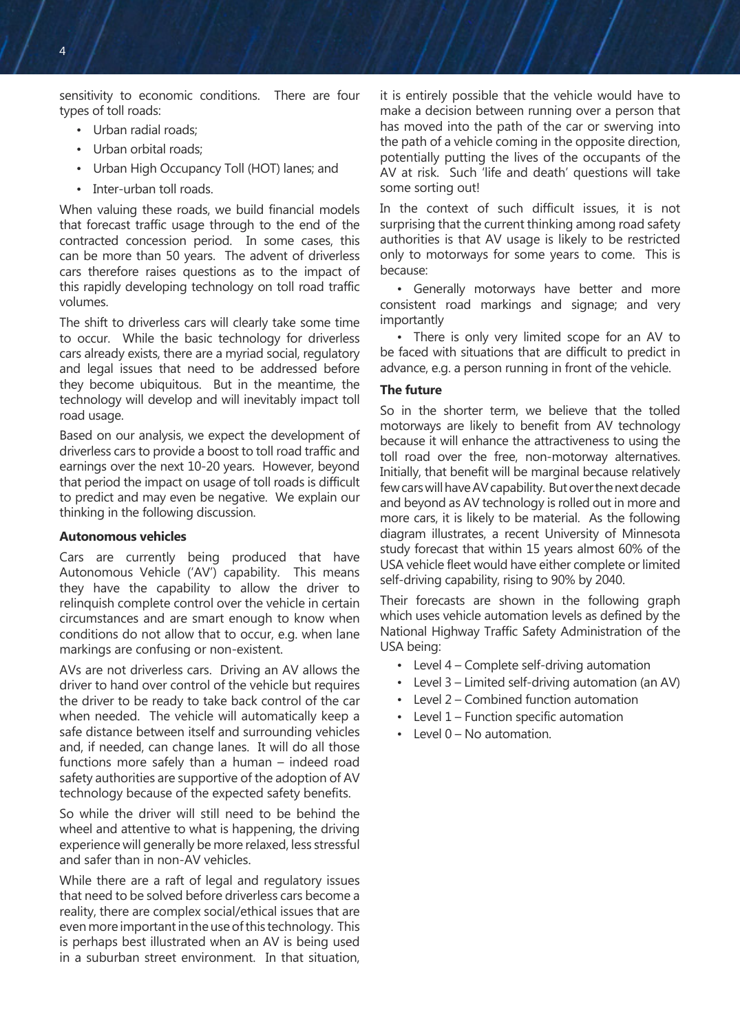sensitivity to economic conditions. There are four types of toll roads:

- Urban radial roads;
- Urban orbital roads;
- Urban High Occupancy Toll (HOT) lanes; and
- Inter-urban toll roads.

When valuing these roads, we build financial models that forecast traffic usage through to the end of the contracted concession period. In some cases, this can be more than 50 years. The advent of driverless cars therefore raises questions as to the impact of this rapidly developing technology on toll road traffic volumes.

The shift to driverless cars will clearly take some time to occur. While the basic technology for driverless cars already exists, there are a myriad social, regulatory and legal issues that need to be addressed before they become ubiquitous. But in the meantime, the technology will develop and will inevitably impact toll road usage.

Based on our analysis, we expect the development of driverless cars to provide a boost to toll road traffic and earnings over the next 10-20 years. However, beyond that period the impact on usage of toll roads is difficult to predict and may even be negative. We explain our thinking in the following discussion.

### Autonomous vehicles

Cars are currently being produced that have Autonomous Vehicle ('AV') capability. This means they have the capability to allow the driver to relinquish complete control over the vehicle in certain circumstances and are smart enough to know when conditions do not allow that to occur, e.g. when lane markings are confusing or non-existent.

AVs are not driverless cars. Driving an AV allows the driver to hand over control of the vehicle but requires the driver to be ready to take back control of the car when needed. The vehicle will automatically keep a safe distance between itself and surrounding vehicles and, if needed, can change lanes. It will do all those functions more safely than a human – indeed road safety authorities are supportive of the adoption of AV technology because of the expected safety benefits.

So while the driver will still need to be behind the wheel and attentive to what is happening, the driving experience will generally be more relaxed, less stressful and safer than in non-AV vehicles.

While there are a raft of legal and regulatory issues that need to be solved before driverless cars become a reality, there are complex social/ethical issues that are even more important in the use of this technology. This is perhaps best illustrated when an AV is being used in a suburban street environment. In that situation, it is entirely possible that the vehicle would have to make a decision between running over a person that has moved into the path of the car or swerving into the path of a vehicle coming in the opposite direction, potentially putting the lives of the occupants of the AV at risk. Such 'life and death' questions will take some sorting out!

In the context of such difficult issues, it is not surprising that the current thinking among road safety authorities is that AV usage is likely to be restricted only to motorways for some years to come. This is because:

- Generally motorways have better and more consistent road markings and signage; and very importantly
- There is only very limited scope for an AV to be faced with situations that are difficult to predict in advance, e.g. a person running in front of the vehicle.

### The future

So in the shorter term, we believe that the tolled motorways are likely to benefit from AV technology because it will enhance the attractiveness to using the toll road over the free, non-motorway alternatives. Initially, that benefit will be marginal because relatively few cars will have AV capability. But over the next decade and beyond as AV technology is rolled out in more and more cars, it is likely to be material. As the following diagram illustrates, a recent University of Minnesota study forecast that within 15 years almost 60% of the USA vehicle fleet would have either complete or limited self-driving capability, rising to 90% by 2040.

Their forecasts are shown in the following graph which uses vehicle automation levels as defined by the National Highway Traffic Safety Administration of the USA being:

- Level 4 – Complete self-driving automation
- Level 3 – Limited self-driving automation (an AV)
- Level 2 – Combined function automation
- Level 1 – Function specific automation
- Level 0 – No automation.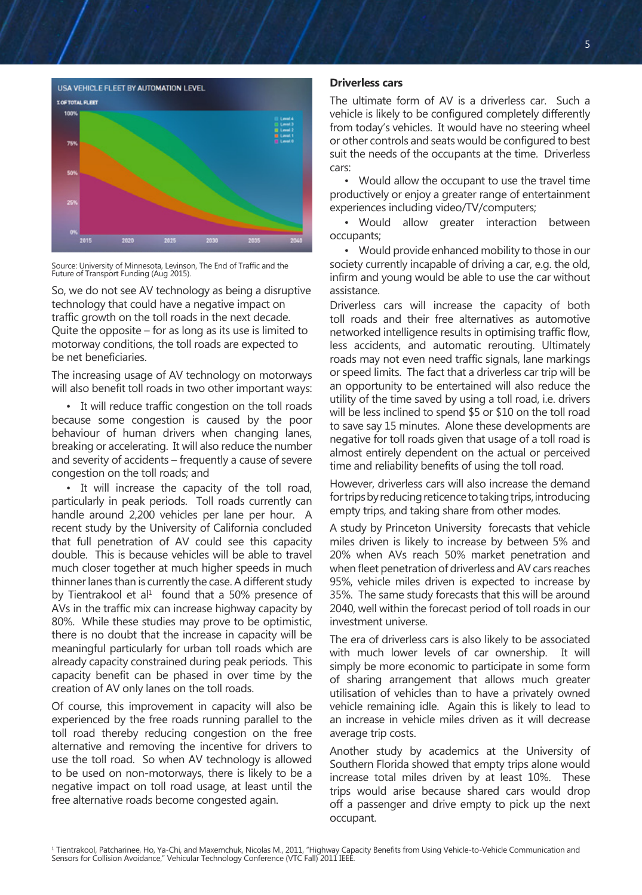USA VEHICLE FLEET BY AUTOMATION LEVEL

Source: University of Minnesota, Levinson, The End of Traffic and the Future of Transport Funding (Aug 2015).

So, we do not see AV technology as being a disruptive technology that could have a negative impact on traffic growth on the toll roads in the next decade. Quite the opposite – for as long as its use is limited to motorway conditions, the toll roads are expected to be net beneficiaries.

The increasing usage of AV technology on motorways will also benefit toll roads in two other important ways:

- It will reduce traffic congestion on the toll roads because some congestion is caused by the poor behaviour of human drivers when changing lanes, breaking or accelerating. It will also reduce the number and severity of accidents – frequently a cause of severe congestion on the toll roads; and
- It will increase the capacity of the toll road, particularly in peak periods. Toll roads currently can handle around 2,200 vehicles per lane per hour. A recent study by the University of California concluded that full penetration of AV could see this capacity double. This is because vehicles will be able to travel much closer together at much higher speeds in much thinner lanes than is currently the case. A different study by Tientrakool et al[1] found that a 50% presence of AVs in the traffic mix can increase highway capacity by 80%. While these studies may prove to be optimistic, there is no doubt that the increase in capacity will be meaningful particularly for urban toll roads which are already capacity constrained during peak periods. This capacity benefit can be phased in over time by the creation of AV only lanes on the toll roads.

Of course, this improvement in capacity will also be experienced by the free roads running parallel to the toll road thereby reducing congestion on the free alternative and removing the incentive for drivers to use the toll road. So when AV technology is allowed to be used on non-motorways, there is likely to be a negative impact on toll road usage, at least until the free alternative roads become congested again.

**Driverless cars**

The ultimate form of AV is a driverless car. Such a vehicle is likely to be configured completely differently from today's vehicles. It would have no steering wheel or other controls and seats would be configured to best suit the needs of the occupants at the time. Driverless cars:

- Would allow the occupant to use the travel time productively or enjoy a greater range of entertainment experiences including video/TV/computers;
- Would allow greater interaction between occupants;
- Would provide enhanced mobility to those in our society currently incapable of driving a car, e.g. the old, infirm and young would be able to use the car without assistance.

Driverless cars will increase the capacity of both toll roads and their free alternatives as automotive networked intelligence results in optimising traffic flow, less accidents, and automatic rerouting. Ultimately roads may not even need traffic signals, lane markings or speed limits. The fact that a driverless car trip will be an opportunity to be entertained will also reduce the utility of the time saved by using a toll road, i.e. drivers will be less inclined to spend $5 or $10 on the toll road to save say 15 minutes. Alone these developments are negative for toll roads given that usage of a toll road is almost entirely dependent on the actual or perceived time and reliability benefits of using the toll road.

However, driverless cars will also increase the demand for trips by reducing reticence to taking trips, introducing empty trips, and taking share from other modes.

A study by Princeton University forecasts that vehicle miles driven is likely to increase by between 5% and 20% when AVs reach 50% market penetration and when fleet penetration of driverless and AV cars reaches 95%, vehicle miles driven is expected to increase by 35%. The same study forecasts that this will be around 2040, well within the forecast period of toll roads in our investment universe.

The era of driverless cars is also likely to be associated with much lower levels of car ownership. It will simply be more economic to participate in some form of sharing arrangement that allows much greater utilisation of vehicles than to have a privately owned vehicle remaining idle. Again this is likely to lead to an increase in vehicle miles driven as it will decrease average trip costs.

Another study by academics at the University of Southern Florida showed that empty trips alone would increase total miles driven by at least 10%. These trips would arise because shared cars would drop off a passenger and drive empty to pick up the next occupant.

[1] Tientrakool, Patcharinee, Ho, Ya-Chi, and Maxemchuk, Nicolas M., 2011, "Highway Capacity Benefits from Using Vehicle-to-Vehicle Communication and Sensors for Collision Avoidance," Vehicular Technology Conference (VTC Fall) 2011 IEEE.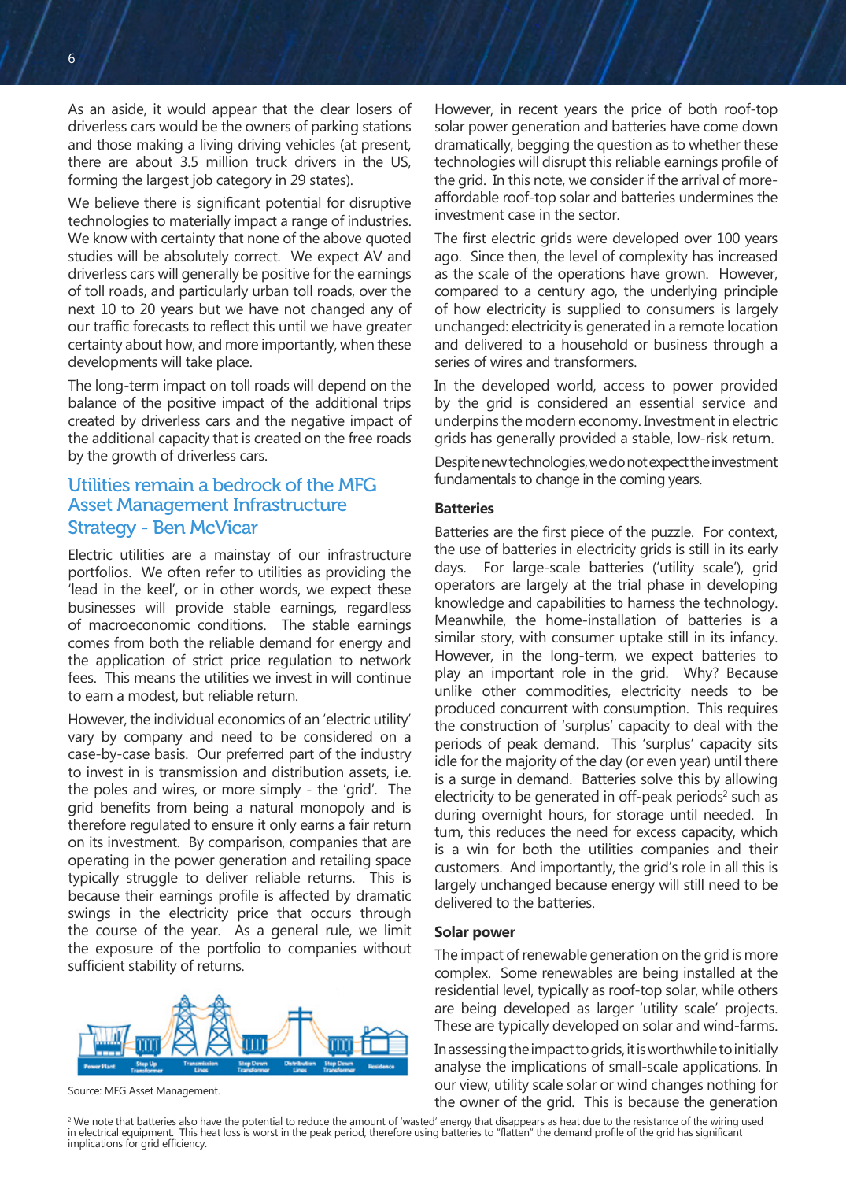As an aside, it would appear that the clear losers of driverless cars would be the owners of parking stations and those making a living driving vehicles (at present, there are about 3.5 million truck drivers in the US, forming the largest job category in 29 states).

We believe there is significant potential for disruptive technologies to materially impact a range of industries. We know with certainty that none of the above quoted studies will be absolutely correct. We expect AV and driverless cars will generally be positive for the earnings of toll roads, and particularly urban toll roads, over the next 10 to 20 years but we have not changed any of our traffic forecasts to reflect this until we have greater certainty about how, and more importantly, when these developments will take place.

The long-term impact on toll roads will depend on the balance of the positive impact of the additional trips created by driverless cars and the negative impact of the additional capacity that is created on the free roads by the growth of driverless cars.

## Utilities remain a bedrock of the MFG Asset Management Infrastructure Strategy - Ben McVicar

Electric utilities are a mainstay of our infrastructure portfolios. We often refer to utilities as providing the 'lead in the keel', or in other words, we expect these businesses will provide stable earnings, regardless of macroeconomic conditions. The stable earnings comes from both the reliable demand for energy and the application of strict price regulation to network fees. This means the utilities we invest in will continue to earn a modest, but reliable return.

However, the individual economics of an 'electric utility' vary by company and need to be considered on a case-by-case basis. Our preferred part of the industry to invest in is transmission and distribution assets, i.e. the poles and wires, or more simply - the 'grid'. The grid benefits from being a natural monopoly and is therefore regulated to ensure it only earns a fair return on its investment. By comparison, companies that are operating in the power generation and retailing space typically struggle to deliver reliable returns. This is because their earnings profile is affected by dramatic swings in the electricity price that occurs through the course of the year. As a general rule, we limit the exposure of the portfolio to companies without sufficient stability of returns.

Power Plant | Step Up Transformer | Transmission Lines | Step Down Transformer | Distribution Lines | Step Down Transformer | Residence

Source: MFG Asset Management.

However, in recent years the price of both roof-top solar power generation and batteries have come down dramatically, begging the question as to whether these technologies will disrupt this reliable earnings profile of the grid. In this note, we consider if the arrival of more-affordable roof-top solar and batteries undermines the investment case in the sector.

The first electric grids were developed over 100 years ago. Since then, the level of complexity has increased as the scale of the operations have grown. However, compared to a century ago, the underlying principle of how electricity is supplied to consumers is largely unchanged: electricity is generated in a remote location and delivered to a household or business through a series of wires and transformers.

In the developed world, access to power provided by the grid is considered an essential service and underpins the modern economy. Investment in electric grids has generally provided a stable, low-risk return.

Despite new technologies, we do not expect the investment fundamentals to change in the coming years.

### Batteries

Batteries are the first piece of the puzzle. For context, the use of batteries in electricity grids is still in its early days. For large-scale batteries ('utility scale'), grid operators are largely at the trial phase in developing knowledge and capabilities to harness the technology. Meanwhile, the home-installation of batteries is a similar story, with consumer uptake still in its infancy. However, in the long-term, we expect batteries to play an important role in the grid. Why? Because unlike other commodities, electricity needs to be produced concurrent with consumption. This requires the construction of 'surplus' capacity to deal with the periods of peak demand. This 'surplus' capacity sits idle for the majority of the day (or even year) until there is a surge in demand. Batteries solve this by allowing electricity to be generated in off-peak periods[2] such as during overnight hours, for storage until needed. In turn, this reduces the need for excess capacity, which is a win for both the utilities companies and their customers. And importantly, the grid's role in all this is largely unchanged because energy will still need to be delivered to the batteries.

### Solar power

The impact of renewable generation on the grid is more complex. Some renewables are being installed at the residential level, typically as roof-top solar, while others are being developed as larger 'utility scale' projects. These are typically developed on solar and wind-farms.

In assessing the impact to grids, it is worthwhile to initially analyse the implications of small-scale applications. In our view, utility scale solar or wind changes nothing for the owner of the grid. This is because the generation

[2] We note that batteries also have the potential to reduce the amount of 'wasted' energy that disappears as heat due to the resistance of the wiring used in electrical equipment. This heat loss is worst in the peak period, therefore using batteries to "flatten" the demand profile of the grid has significant implications for grid efficiency.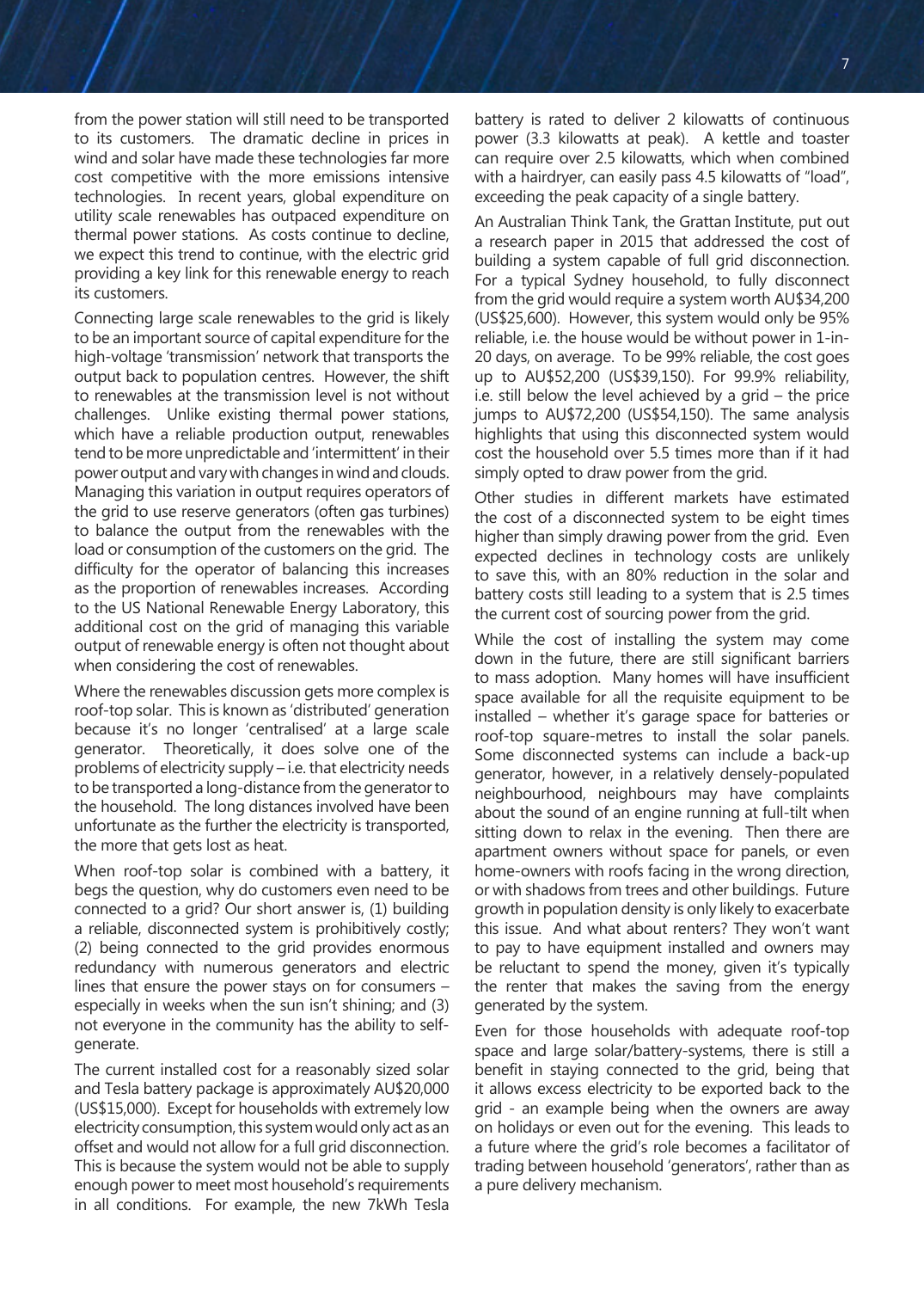from the power station will still need to be transported to its customers. The dramatic decline in prices in wind and solar have made these technologies far more cost competitive with the more emissions intensive technologies. In recent years, global expenditure on utility scale renewables has outpaced expenditure on thermal power stations. As costs continue to decline, we expect this trend to continue, with the electric grid providing a key link for this renewable energy to reach its customers.

Connecting large scale renewables to the grid is likely to be an important source of capital expenditure for the high-voltage 'transmission' network that transports the output back to population centres. However, the shift to renewables at the transmission level is not without challenges. Unlike existing thermal power stations, which have a reliable production output, renewables tend to be more unpredictable and 'intermittent' in their power output and vary with changes in wind and clouds. Managing this variation in output requires operators of the grid to use reserve generators (often gas turbines) to balance the output from the renewables with the load or consumption of the customers on the grid. The difficulty for the operator of balancing this increases as the proportion of renewables increases. According to the US National Renewable Energy Laboratory, this additional cost on the grid of managing this variable output of renewable energy is often not thought about when considering the cost of renewables.

Where the renewables discussion gets more complex is roof-top solar. This is known as 'distributed' generation because it's no longer 'centralised' at a large scale generator. Theoretically, it does solve one of the problems of electricity supply – i.e. that electricity needs to be transported a long-distance from the generator to the household. The long distances involved have been unfortunate as the further the electricity is transported, the more that gets lost as heat.

When roof-top solar is combined with a battery, it begs the question, why do customers even need to be connected to a grid? Our short answer is, (1) building a reliable, disconnected system is prohibitively costly; (2) being connected to the grid provides enormous redundancy with numerous generators and electric lines that ensure the power stays on for consumers – especially in weeks when the sun isn't shining; and (3) not everyone in the community has the ability to self-generate.

The current installed cost for a reasonably sized solar and Tesla battery package is approximately AU$20,000 (US$15,000). Except for households with extremely low electricity consumption, this system would only act as an offset and would not allow for a full grid disconnection. This is because the system would not be able to supply enough power to meet most household's requirements in all conditions. For example, the new 7kWh Tesla battery is rated to deliver 2 kilowatts of continuous power (3.3 kilowatts at peak). A kettle and toaster can require over 2.5 kilowatts, which when combined with a hairdryer, can easily pass 4.5 kilowatts of "load", exceeding the peak capacity of a single battery.

An Australian Think Tank, the Grattan Institute, put out a research paper in 2015 that addressed the cost of building a system capable of full grid disconnection. For a typical Sydney household, to fully disconnect from the grid would require a system worth AU$34,200 (US$25,600). However, this system would only be 95% reliable, i.e. the house would be without power in 1-in-20 days, on average. To be 99% reliable, the cost goes up to AU$52,200 (US$39,150). For 99.9% reliability, i.e. still below the level achieved by a grid – the price jumps to AU$72,200 (US$54,150). The same analysis highlights that using this disconnected system would cost the household over 5.5 times more than if it had simply opted to draw power from the grid.

Other studies in different markets have estimated the cost of a disconnected system to be eight times higher than simply drawing power from the grid. Even expected declines in technology costs are unlikely to save this, with an 80% reduction in the solar and battery costs still leading to a system that is 2.5 times the current cost of sourcing power from the grid.

While the cost of installing the system may come down in the future, there are still significant barriers to mass adoption. Many homes will have insufficient space available for all the requisite equipment to be installed – whether it's garage space for batteries or roof-top square-metres to install the solar panels. Some disconnected systems can include a back-up generator, however, in a relatively densely-populated neighbourhood, neighbours may have complaints about the sound of an engine running at full-tilt when sitting down to relax in the evening. Then there are apartment owners without space for panels, or even home-owners with roofs facing in the wrong direction, or with shadows from trees and other buildings. Future growth in population density is only likely to exacerbate this issue. And what about renters? They won't want to pay to have equipment installed and owners may be reluctant to spend the money, given it's typically the renter that makes the saving from the energy generated by the system.

Even for those households with adequate roof-top space and large solar/battery-systems, there is still a benefit in staying connected to the grid, being that it allows excess electricity to be exported back to the grid - an example being when the owners are away on holidays or even out for the evening. This leads to a future where the grid's role becomes a facilitator of trading between household 'generators', rather than as a pure delivery mechanism.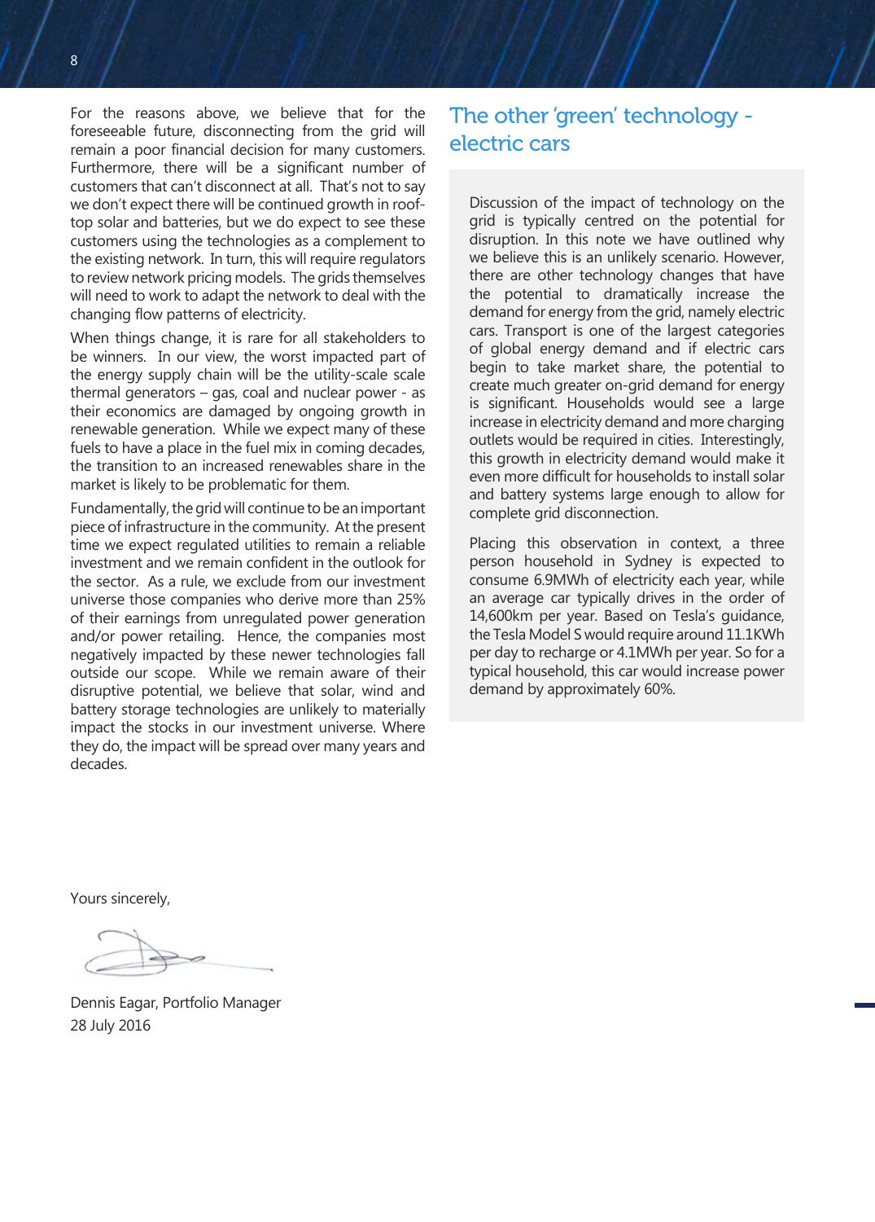For the reasons above, we believe that for the foreseeable future, disconnecting from the grid will remain a poor financial decision for many customers. Furthermore, there will be a significant number of customers that can't disconnect at all. That's not to say we don't expect there will be continued growth in roof-top solar and batteries, but we do expect to see these customers using the technologies as a complement to the existing network. In turn, this will require regulators to review network pricing models. The grids themselves will need to work to adapt the network to deal with the changing flow patterns of electricity.

When things change, it is rare for all stakeholders to be winners. In our view, the worst impacted part of the energy supply chain will be the utility-scale scale thermal generators – gas, coal and nuclear power - as their economics are damaged by ongoing growth in renewable generation. While we expect many of these fuels to have a place in the fuel mix in coming decades, the transition to an increased renewables share in the market is likely to be problematic for them.

Fundamentally, the grid will continue to be an important piece of infrastructure in the community. At the present time we expect regulated utilities to remain a reliable investment and we remain confident in the outlook for the sector. As a rule, we exclude from our investment universe those companies who derive more than 25% of their earnings from unregulated power generation and/or power retailing. Hence, the companies most negatively impacted by these newer technologies fall outside our scope. While we remain aware of their disruptive potential, we believe that solar, wind and battery storage technologies are unlikely to materially impact the stocks in our investment universe. Where they do, the impact will be spread over many years and decades.

## The other 'green' technology - electric cars

Discussion of the impact of technology on the grid is typically centred on the potential for disruption. In this note we have outlined why we believe this is an unlikely scenario. However, there are other technology changes that have the potential to dramatically increase the demand for energy from the grid, namely electric cars. Transport is one of the largest categories of global energy demand and if electric cars begin to take market share, the potential to create much greater on-grid demand for energy is significant. Households would see a large increase in electricity demand and more charging outlets would be required in cities. Interestingly, this growth in electricity demand would make it even more difficult for households to install solar and battery systems large enough to allow for complete grid disconnection.

Placing this observation in context, a three person household in Sydney is expected to consume 6.9MWh of electricity each year, while an average car typically drives in the order of 14,600km per year. Based on Tesla's guidance, the Tesla Model S would require around 11.1KWh per day to recharge or 4.1MWh per year. So for a typical household, this car would increase power demand by approximately 60%.

Yours sincerely,

Dennis Eagar, Portfolio Manager
28 July 2016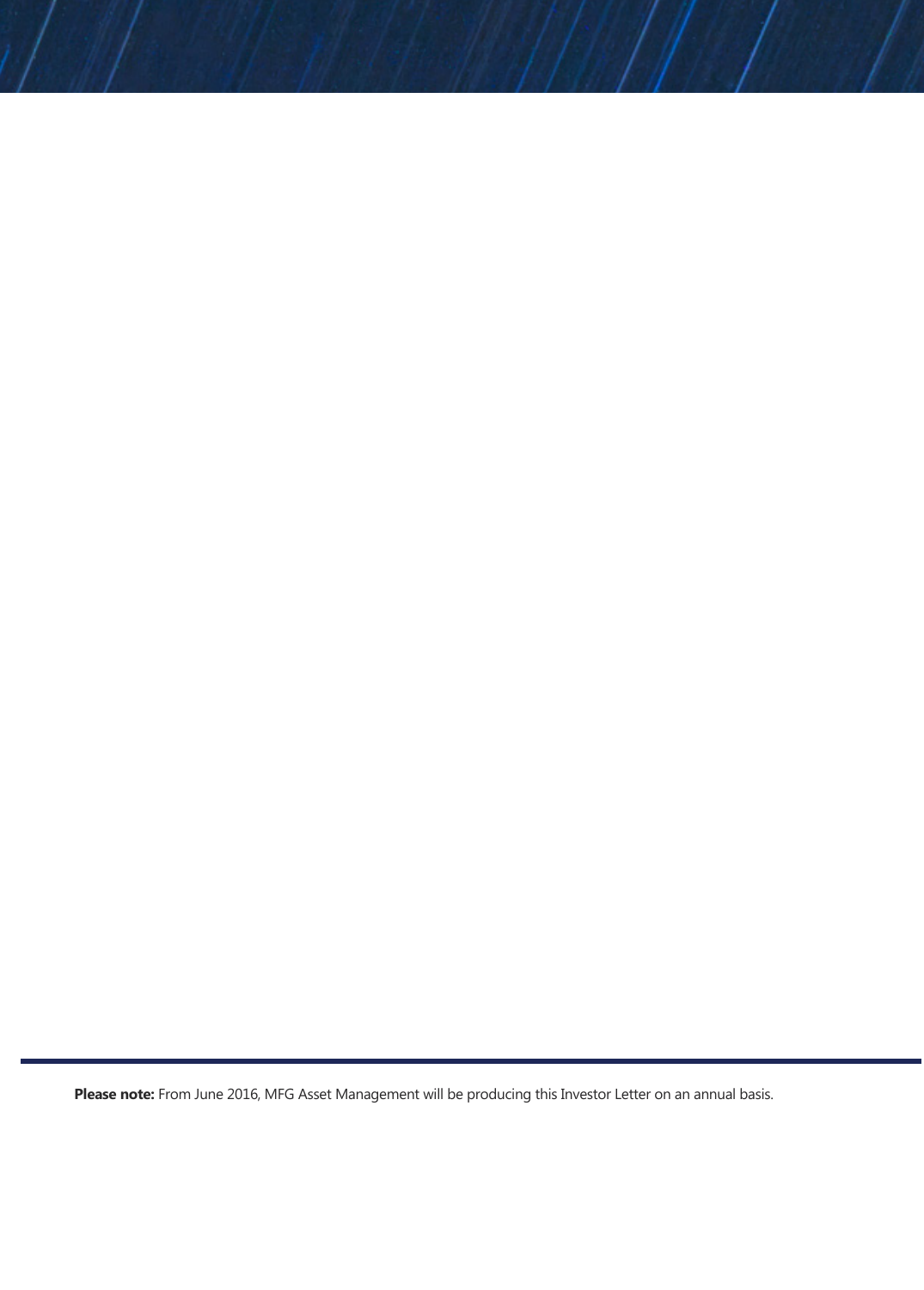**Please note:** From June 2016, MFG Asset Management will be producing this Investor Letter on an annual basis.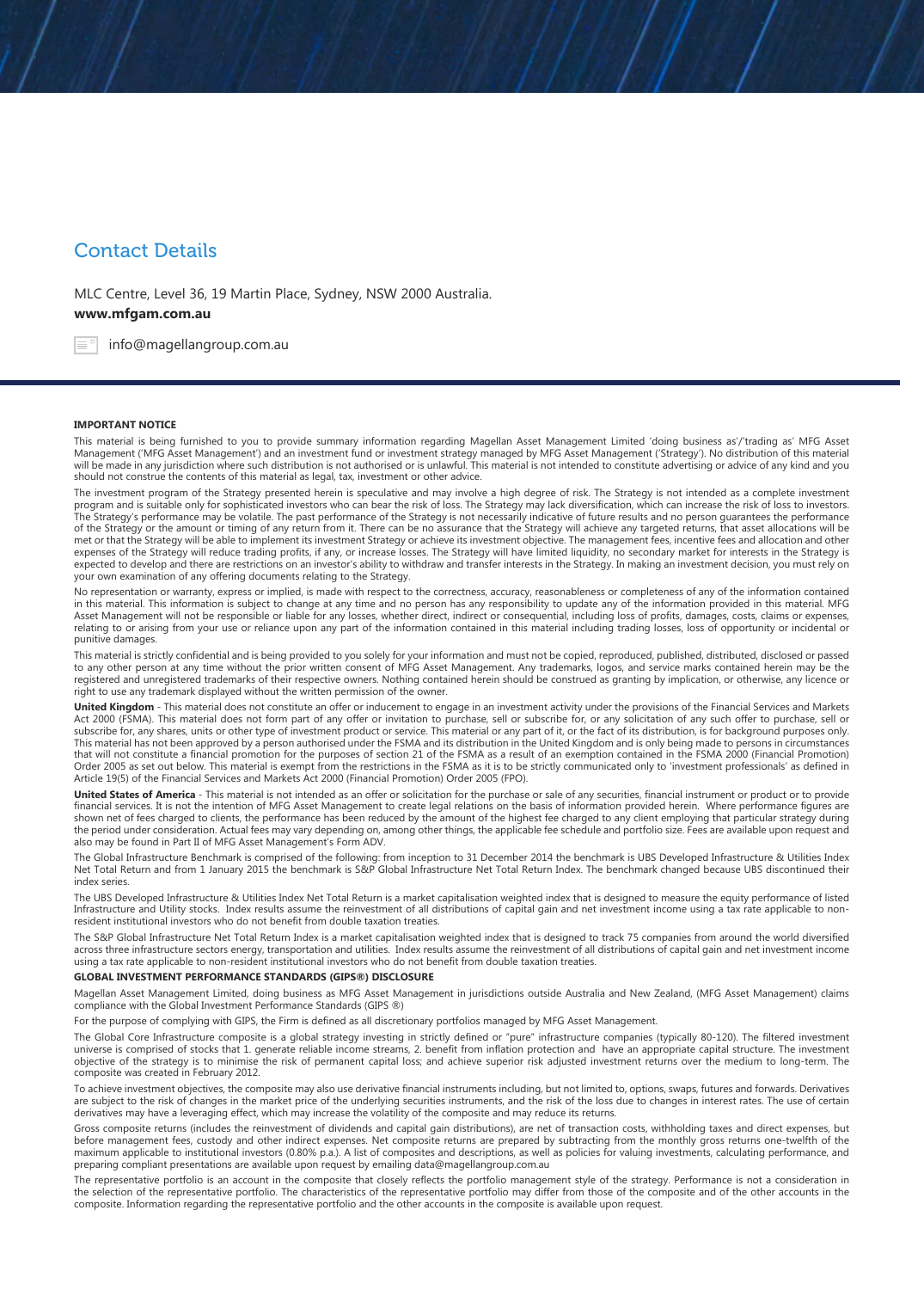## Contact Details

MLC Centre, Level 36, 19 Martin Place, Sydney, NSW 2000 Australia.

**www.mfgam.com.au**

info@magellangroup.com.au

**IMPORTANT NOTICE**

This material is being furnished to you to provide summary information regarding Magellan Asset Management Limited 'doing business as'/'trading as' MFG Asset Management ('MFG Asset Management') and an investment fund or investment strategy managed by MFG Asset Management ('Strategy'). No distribution of this material will be made in any jurisdiction where such distribution is not authorised or is unlawful. This material is not intended to constitute advertising or advice of any kind and you should not construe the contents of this material as legal, tax, investment or other advice.

The investment program of the Strategy presented herein is speculative and may involve a high degree of risk. The Strategy is not intended as a complete investment program and is suitable only for sophisticated investors who can bear the risk of loss. The Strategy may lack diversification, which can increase the risk of loss to investors. The Strategy's performance may be volatile. The past performance of the Strategy is not necessarily indicative of future results and no person guarantees the performance of the Strategy or the amount or timing of any return from it. There can be no assurance that the Strategy will achieve any targeted returns, that asset allocations will be met or that the Strategy will be able to implement its investment Strategy or achieve its investment objective. The management fees, incentive fees and allocation and other expenses of the Strategy will reduce trading profits, if any, or increase losses. The Strategy will have limited liquidity, no secondary market for interests in the Strategy is expected to develop and there are restrictions on an investor's ability to withdraw and transfer interests in the Strategy. In making an investment decision, you must rely on your own examination of any offering documents relating to the Strategy.

No representation or warranty, express or implied, is made with respect to the correctness, accuracy, reasonableness or completeness of any of the information contained in this material. This information is subject to change at any time and no person has any responsibility to update any of the information provided in this material. MFG Asset Management will not be responsible or liable for any losses, whether direct, indirect or consequential, including loss of profits, damages, costs, claims or expenses, relating to or arising from your use or reliance upon any part of the information contained in this material including trading losses, loss of opportunity or incidental or punitive damages.

This material is strictly confidential and is being provided to you solely for your information and must not be copied, reproduced, published, distributed, disclosed or passed to any other person at any time without the prior written consent of MFG Asset Management. Any trademarks, logos, and service marks contained herein may be the registered and unregistered trademarks of their respective owners. Nothing contained herein should be construed as granting by implication, or otherwise, any licence or right to use any trademark displayed without the written permission of the owner.

**United Kingdom** - This material does not constitute an offer or inducement to engage in an investment activity under the provisions of the Financial Services and Markets Act 2000 (FSMA). This material does not form part of any offer or invitation to purchase, sell or subscribe for, or any solicitation of any such offer to purchase, sell or subscribe for, any shares, units or other type of investment product or service. This material or any part of it, or the fact of its distribution, is for background purposes only. This material has not been approved by a person authorised under the FSMA and its distribution in the United Kingdom and is only being made to persons in circumstances that will not constitute a financial promotion for the purposes of section 21 of the FSMA as a result of an exemption contained in the FSMA 2000 (Financial Promotion) Order 2005 as set out below. This material is exempt from the restrictions in the FSMA as it is to be strictly communicated only to 'investment professionals' as defined in Article 19(5) of the Financial Services and Markets Act 2000 (Financial Promotion) Order 2005 (FPO).

**United States of America** - This material is not intended as an offer or solicitation for the purchase or sale of any securities, financial instrument or product or to provide financial services. It is not the intention of MFG Asset Management to create legal relations on the basis of information provided herein. Where performance figures are shown net of fees charged to clients, the performance has been reduced by the amount of the highest fee charged to any client employing that particular strategy during the period under consideration. Actual fees may vary depending on, among other things, the applicable fee schedule and portfolio size. Fees are available upon request and also may be found in Part II of MFG Asset Management's Form ADV.

The Global Infrastructure Benchmark is comprised of the following: from inception to 31 December 2014 the benchmark is UBS Developed Infrastructure & Utilities Index Net Total Return and from 1 January 2015 the benchmark is S&P Global Infrastructure Net Total Return Index. The benchmark changed because UBS discontinued their index series.

The UBS Developed Infrastructure & Utilities Index Net Total Return is a market capitalisation weighted index that is designed to measure the equity performance of listed Infrastructure and Utility stocks. Index results assume the reinvestment of all distributions of capital gain and net investment income using a tax rate applicable to non-resident institutional investors who do not benefit from double taxation treaties.

The S&P Global Infrastructure Net Total Return Index is a market capitalisation weighted index that is designed to track 75 companies from around the world diversified across three infrastructure sectors energy, transportation and utilities. Index results assume the reinvestment of all distributions of capital gain and net investment income using a tax rate applicable to non-resident institutional investors who do not benefit from double taxation treaties.

**GLOBAL INVESTMENT PERFORMANCE STANDARDS (GIPS®) DISCLOSURE**

Magellan Asset Management Limited, doing business as MFG Asset Management in jurisdictions outside Australia and New Zealand, (MFG Asset Management) claims compliance with the Global Investment Performance Standards (GIPS ®)

For the purpose of complying with GIPS, the Firm is defined as all discretionary portfolios managed by MFG Asset Management.

The Global Core Infrastructure composite is a global strategy investing in strictly defined or "pure" infrastructure companies (typically 80-120). The filtered investment universe is comprised of stocks that 1. generate reliable income streams, 2. benefit from inflation protection and have an appropriate capital structure. The investment objective of the strategy is to minimise the risk of permanent capital loss; and achieve superior risk adjusted investment returns over the medium to long-term. The composite was created in February 2012.

To achieve investment objectives, the composite may also use derivative financial instruments including, but not limited to, options, swaps, futures and forwards. Derivatives are subject to the risk of changes in the market price of the underlying securities instruments, and the risk of the loss due to changes in interest rates. The use of certain derivatives may have a leveraging effect, which may increase the volatility of the composite and may reduce its returns.

Gross composite returns (includes the reinvestment of dividends and capital gain distributions), are net of transaction costs, withholding taxes and direct expenses, but before management fees, custody and other indirect expenses. Net composite returns are prepared by subtracting from the monthly gross returns one-twelfth of the maximum applicable to institutional investors (0.80% p.a.). A list of composites and descriptions, as well as policies for valuing investments, calculating performance, and preparing compliant presentations are available upon request by emailing data@magellangroup.com.au

The representative portfolio is an account in the composite that closely reflects the portfolio management style of the strategy. Performance is not a consideration in the selection of the representative portfolio. The characteristics of the representative portfolio may differ from those of the composite and of the other accounts in the composite. Information regarding the representative portfolio and the other accounts in the composite is available upon request.